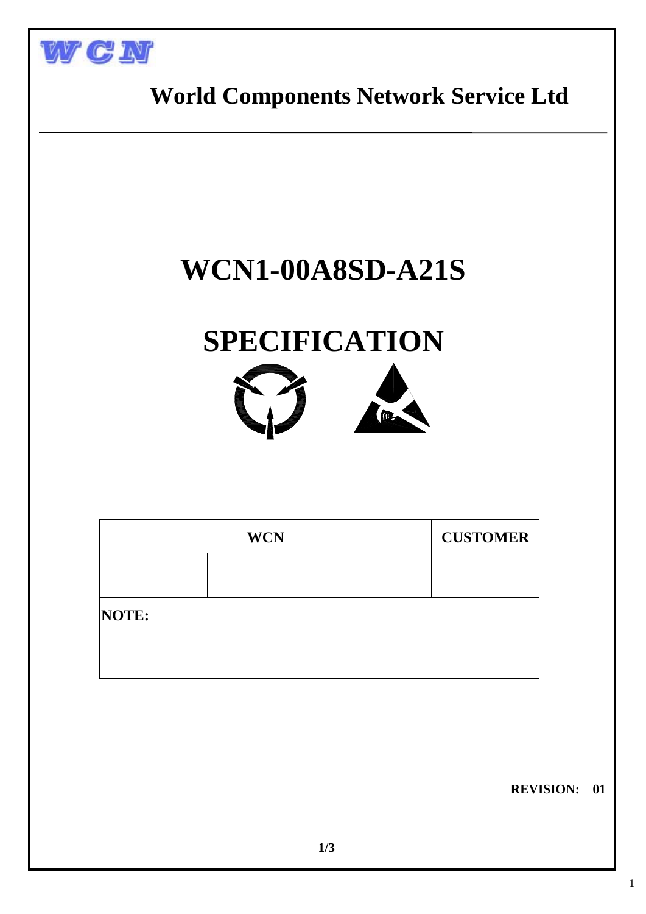WCN

# World Components Network Service Ltd

# WCN1-00A8SD-A21S

# SPECIFICATION

| WCN | | | CUSTOMER |
|---|---|---|---|
| | | | |

**NOTE:**

**REVISION: 01**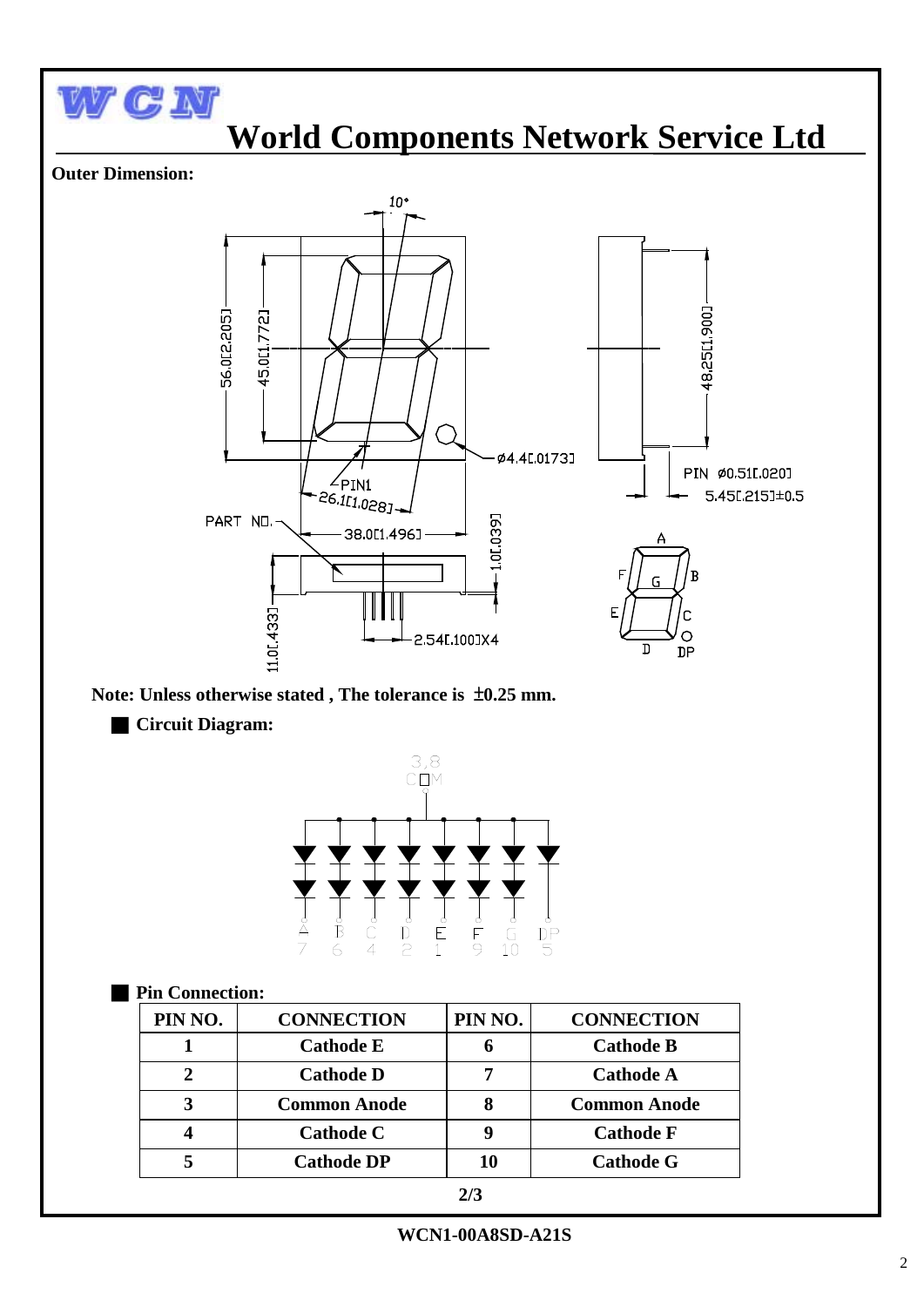# World Components Network Service Ltd

**Outer Dimension:**

**Note: Unless otherwise stated , The tolerance is ±0.25 mm.**

## Circuit Diagram:

## Pin Connection:

| PIN NO. | CONNECTION | PIN NO. | CONNECTION |
|---|---|---|---|
| 1 | Cathode E | 6 | Cathode B |
| 2 | Cathode D | 7 | Cathode A |
| 3 | Common Anode | 8 | Common Anode |
| 4 | Cathode C | 9 | Cathode F |
| 5 | Cathode DP | 10 | Cathode G |

WCN1-00A8SD-A21S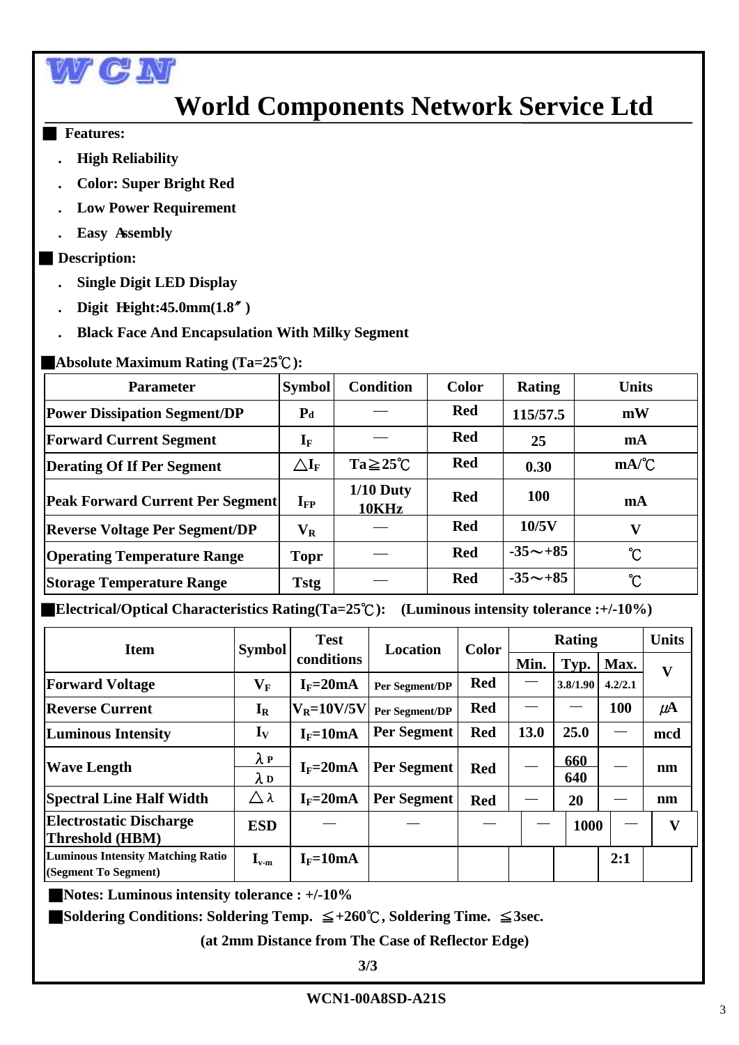WCN

# World Components Network Service Ltd

## Features:

- High Reliability
- Color: Super Bright Red
- Low Power Requirement
- Easy Assembly

## Description:

- Single Digit LED Display
- Digit Height:45.0mm(1.8″)
- Black Face And Encapsulation With Milky Segment

## Absolute Maximum Rating (Ta=25℃):

| Parameter | Symbol | Condition | Color | Rating | Units |
|---|---|---|---|---|---|
| Power Dissipation Segment/DP | $P_d$ | — | Red | 115/57.5 | mW |
| Forward Current Segment | $I_F$ | — | Red | 25 | mA |
| Derating Of If Per Segment | $\triangle I_F$ | Ta≧25℃ | Red | 0.30 | mA/℃ |
| Peak Forward Current Per Segment | $I_{FP}$ | 1/10 Duty 10KHz | Red | 100 | mA |
| Reverse Voltage Per Segment/DP | $V_R$ | — | Red | 10/5V | V |
| Operating Temperature Range | Topr | — | Red | -35～+85 | ℃ |
| Storage Temperature Range | Tstg | — | Red | -35～+85 | ℃ |

## Electrical/Optical Characteristics Rating(Ta=25℃): (Luminous intensity tolerance :+/-10%)

| Item | Symbol | Test conditions | Location | Color | Rating | | | Units |
|---|---|---|---|---|---|---|---|---|
| | | | | | Min. | Typ. | Max. | |
| Forward Voltage | $V_F$ | $I_F$=20mA | Per Segment/DP | Red | — | 3.8/1.90 | 4.2/2.1 | V |
| Reverse Current | $I_R$ | $V_R$=10V/5V | Per Segment/DP | Red | — | — | 100 | $\mu$A |
| Luminous Intensity | $I_V$ | $I_F$=10mA | Per Segment | Red | 13.0 | 25.0 | — | mcd |
| Wave Length | $\lambda_P$ / $\lambda_D$ | $I_F$=20mA | Per Segment | Red | — | 660 / 640 | — | nm |
| Spectral Line Half Width | $\triangle\lambda$ | $I_F$=20mA | Per Segment | Red | — | 20 | — | nm |
| Electrostatic Discharge Threshold (HBM) | ESD | — | — | — | — | 1000 | — | V |
| Luminous Intensity Matching Ratio (Segment To Segment) | $I_{v\text{-}m}$ | $I_F$=10mA | | | | | 2:1 | |

**Notes: Luminous intensity tolerance : +/-10%**

**Soldering Conditions: Soldering Temp. ≦+260℃, Soldering Time. ≦3sec.**

**(at 2mm Distance from The Case of Reflector Edge)**

WCN1-00A8SD-A21S